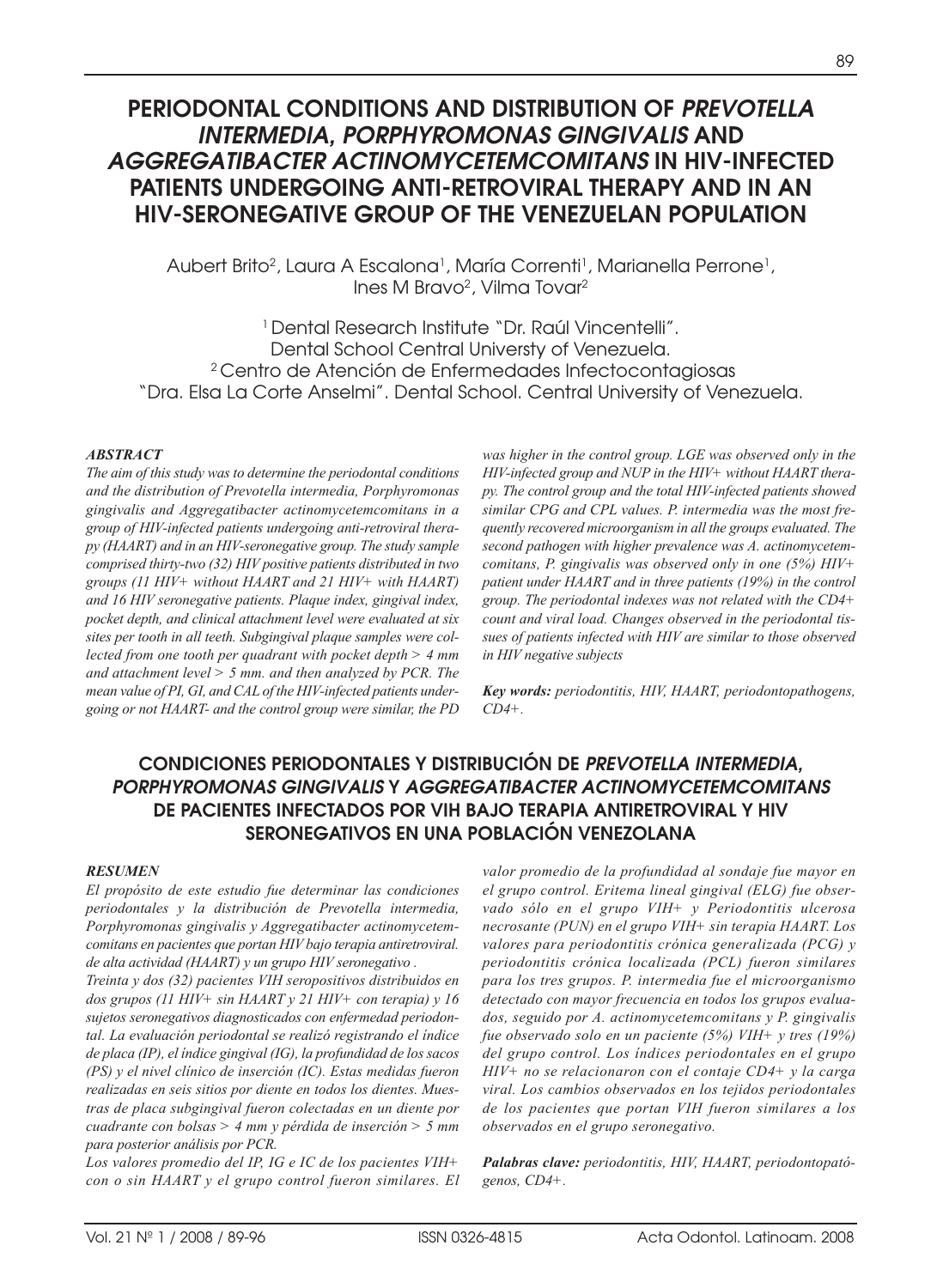# PERIODONTAL CONDITIONS AND DISTRIBUTION OF *PREVOTELLA INTERMEDIA, PORPHYROMONAS GINGIVALIS* AND *AGGREGATIBACTER ACTINOMYCETEMCOMITANS* IN HIV-INFECTED PATIENTS UNDERGOING ANTI-RETROVIRAL THERAPY AND IN AN HIV-SERONEGATIVE GROUP OF THE VENEZUELAN POPULATION

Aubert Brito[2], Laura A Escalona[1], María Correnti[1], Marianella Perrone[1], Ines M Bravo[2], Vilma Tovar[2]

[1] Dental Research Institute "Dr. Raúl Vincentelli". Dental School Central Universty of Venezuela.
[2] Centro de Atención de Enfermedades Infectocontagiosas "Dra. Elsa La Corte Anselmi". Dental School. Central University of Venezuela.

### *ABSTRACT*

*The aim of this study was to determine the periodontal conditions and the distribution of Prevotella intermedia, Porphyromonas gingivalis and Aggregatibacter actinomycetemcomitans in a group of HIV-infected patients undergoing anti-retroviral therapy (HAART) and in an HIV-seronegative group. The study sample comprised thirty-two (32) HIV positive patients distributed in two groups (11 HIV+ without HAART and 21 HIV+ with HAART) and 16 HIV seronegative patients. Plaque index, gingival index, pocket depth, and clinical attachment level were evaluated at six sites per tooth in all teeth. Subgingival plaque samples were collected from one tooth per quadrant with pocket depth > 4 mm and attachment level > 5 mm. and then analyzed by PCR. The mean value of PI, GI, and CAL of the HIV-infected patients undergoing or not HAART- and the control group were similar, the PD was higher in the control group. LGE was observed only in the HIV-infected group and NUP in the HIV+ without HAART therapy. The control group and the total HIV-infected patients showed similar CPG and CPL values. P. intermedia was the most frequently recovered microorganism in all the groups evaluated. The second pathogen with higher prevalence was A. actinomycetemcomitans, P. gingivalis was observed only in one (5%) HIV+ patient under HAART and in three patients (19%) in the control group. The periodontal indexes was not related with the CD4+ count and viral load. Changes observed in the periodontal tissues of patients infected with HIV are similar to those observed in HIV negative subjects*

***Key words:*** *periodontitis, HIV, HAART, periodontopathogens, CD4+.*

# CONDICIONES PERIODONTALES Y DISTRIBUCIÓN DE *PREVOTELLA INTERMEDIA, PORPHYROMONAS GINGIVALIS* Y *AGGREGATIBACTER ACTINOMYCETEMCOMITANS* DE PACIENTES INFECTADOS POR VIH BAJO TERAPIA ANTIRETROVIRAL Y HIV SERONEGATIVOS EN UNA POBLACIÓN VENEZOLANA

### *RESUMEN*

*El propósito de este estudio fue determinar las condiciones periodontales y la distribución de Prevotella intermedia, Porphyromonas gingivalis y Aggregatibacter actinomycetemcomitans en pacientes que portan HIV bajo terapia antiretroviral. de alta actividad (HAART) y un grupo HIV seronegativo .*

*Treinta y dos (32) pacientes VIH seropositivos distribuidos en dos grupos (11 HIV+ sin HAART y 21 HIV+ con terapia) y 16 sujetos seronegativos diagnosticados con enfermedad periodontal. La evaluación periodontal se realizó registrando el índice de placa (IP), el índice gingival (IG), la profundidad de los sacos (PS) y el nivel clínico de inserción (IC). Estas medidas fueron realizadas en seis sitios por diente en todos los dientes. Muestras de placa subgingival fueron colectadas en un diente por cuadrante con bolsas > 4 mm y pérdida de inserción > 5 mm para posterior análisis por PCR.*

*Los valores promedio del IP, IG e IC de los pacientes VIH+ con o sin HAART y el grupo control fueron similares. El valor promedio de la profundidad al sondaje fue mayor en el grupo control. Eritema lineal gingival (ELG) fue observado sólo en el grupo VIH+ y Periodontitis ulcerosa necrosante (PUN) en el grupo VIH+ sin terapia HAART. Los valores para periodontitis crónica generalizada (PCG) y periodontitis crónica localizada (PCL) fueron similares para los tres grupos. P. intermedia fue el microorganismo detectado con mayor frecuencia en todos los grupos evaluados, seguido por A. actinomycetemcomitans y P. gingivalis fue observado solo en un paciente (5%) VIH+ y tres (19%) del grupo control. Los índices periodontales en el grupo HIV+ no se relacionaron con el contaje CD4+ y la carga viral. Los cambios observados en los tejidos periodontales de los pacientes que portan VIH fueron similares a los observados en el grupo seronegativo.*

***Palabras clave:*** *periodontitis, HIV, HAART, periodontopatógenos, CD4+.*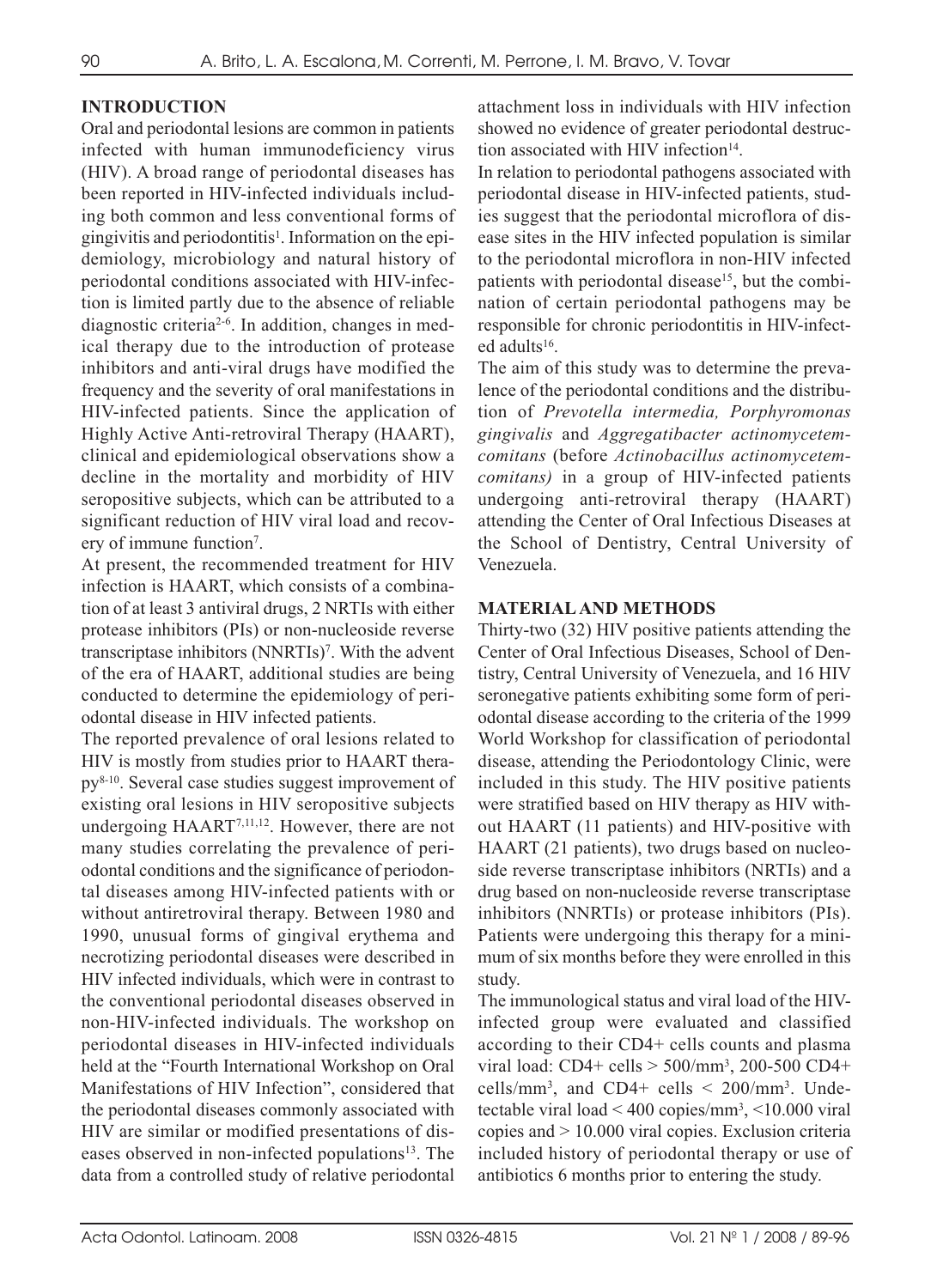## INTRODUCTION

Oral and periodontal lesions are common in patients infected with human immunodeficiency virus (HIV). A broad range of periodontal diseases has been reported in HIV-infected individuals including both common and less conventional forms of gingivitis and periodontitis[1]. Information on the epidemiology, microbiology and natural history of periodontal conditions associated with HIV-infection is limited partly due to the absence of reliable diagnostic criteria[2-6]. In addition, changes in medical therapy due to the introduction of protease inhibitors and anti-viral drugs have modified the frequency and the severity of oral manifestations in HIV-infected patients. Since the application of Highly Active Anti-retroviral Therapy (HAART), clinical and epidemiological observations show a decline in the mortality and morbidity of HIV seropositive subjects, which can be attributed to a significant reduction of HIV viral load and recovery of immune function[7].

At present, the recommended treatment for HIV infection is HAART, which consists of a combination of at least 3 antiviral drugs, 2 NRTIs with either protease inhibitors (PIs) or non-nucleoside reverse transcriptase inhibitors (NNRTIs)[7]. With the advent of the era of HAART, additional studies are being conducted to determine the epidemiology of periodontal disease in HIV infected patients.

The reported prevalence of oral lesions related to HIV is mostly from studies prior to HAART therapy[8-10]. Several case studies suggest improvement of existing oral lesions in HIV seropositive subjects undergoing HAART[7,11,12]. However, there are not many studies correlating the prevalence of periodontal conditions and the significance of periodontal diseases among HIV-infected patients with or without antiretroviral therapy. Between 1980 and 1990, unusual forms of gingival erythema and necrotizing periodontal diseases were described in HIV infected individuals, which were in contrast to the conventional periodontal diseases observed in non-HIV-infected individuals. The workshop on periodontal diseases in HIV-infected individuals held at the "Fourth International Workshop on Oral Manifestations of HIV Infection", considered that the periodontal diseases commonly associated with HIV are similar or modified presentations of diseases observed in non-infected populations[13]. The data from a controlled study of relative periodontal attachment loss in individuals with HIV infection showed no evidence of greater periodontal destruction associated with HIV infection[14].

In relation to periodontal pathogens associated with periodontal disease in HIV-infected patients, studies suggest that the periodontal microflora of disease sites in the HIV infected population is similar to the periodontal microflora in non-HIV infected patients with periodontal disease[15], but the combination of certain periodontal pathogens may be responsible for chronic periodontitis in HIV-infected adults[16].

The aim of this study was to determine the prevalence of the periodontal conditions and the distribution of *Prevotella intermedia, Porphyromonas gingivalis* and *Aggregatibacter actinomycetemcomitans* (before *Actinobacillus actinomycetemcomitans)* in a group of HIV-infected patients undergoing anti-retroviral therapy (HAART) attending the Center of Oral Infectious Diseases at the School of Dentistry, Central University of Venezuela.

## MATERIAL AND METHODS

Thirty-two (32) HIV positive patients attending the Center of Oral Infectious Diseases, School of Dentistry, Central University of Venezuela, and 16 HIV seronegative patients exhibiting some form of periodontal disease according to the criteria of the 1999 World Workshop for classification of periodontal disease, attending the Periodontology Clinic, were included in this study. The HIV positive patients were stratified based on HIV therapy as HIV without HAART (11 patients) and HIV-positive with HAART (21 patients), two drugs based on nucleoside reverse transcriptase inhibitors (NRTIs) and a drug based on non-nucleoside reverse transcriptase inhibitors (NNRTIs) or protease inhibitors (PIs). Patients were undergoing this therapy for a minimum of six months before they were enrolled in this study.

The immunological status and viral load of the HIV-infected group were evaluated and classified according to their CD4+ cells counts and plasma viral load: CD4+ cells > 500/mm$^3$, 200-500 CD4+ cells/mm$^3$, and CD4+ cells < 200/mm$^3$. Undetectable viral load < 400 copies/mm$^3$, <10.000 viral copies and > 10.000 viral copies. Exclusion criteria included history of periodontal therapy or use of antibiotics 6 months prior to entering the study.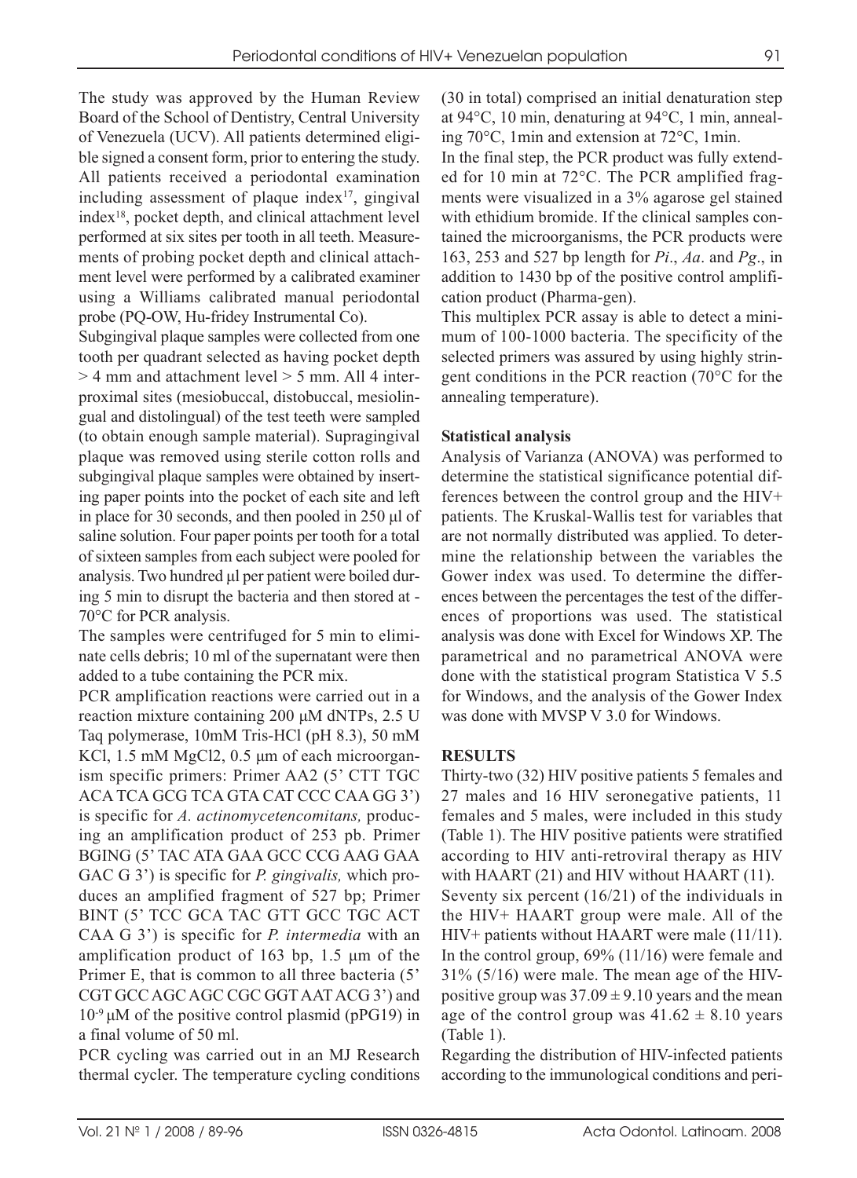The study was approved by the Human Review Board of the School of Dentistry, Central University of Venezuela (UCV). All patients determined eligible signed a consent form, prior to entering the study. All patients received a periodontal examination including assessment of plaque index[17], gingival index[18], pocket depth, and clinical attachment level performed at six sites per tooth in all teeth. Measurements of probing pocket depth and clinical attachment level were performed by a calibrated examiner using a Williams calibrated manual periodontal probe (PQ-OW, Hu-fridey Instrumental Co).

Subgingival plaque samples were collected from one tooth per quadrant selected as having pocket depth > 4 mm and attachment level > 5 mm. All 4 interproximal sites (mesiobuccal, distobuccal, mesiolingual and distolingual) of the test teeth were sampled (to obtain enough sample material). Supragingival plaque was removed using sterile cotton rolls and subgingival plaque samples were obtained by inserting paper points into the pocket of each site and left in place for 30 seconds, and then pooled in 250 µl of saline solution. Four paper points per tooth for a total of sixteen samples from each subject were pooled for analysis. Two hundred µl per patient were boiled during 5 min to disrupt the bacteria and then stored at -70°C for PCR analysis.

The samples were centrifuged for 5 min to eliminate cells debris; 10 ml of the supernatant were then added to a tube containing the PCR mix.

PCR amplification reactions were carried out in a reaction mixture containing 200 µM dNTPs, 2.5 U Taq polymerase, 10mM Tris-HCl (pH 8.3), 50 mM KCl, 1.5 mM $MgCl_2$, 0.5 µm of each microorganism specific primers: Primer AA2 (5' CTT TGC ACA TCA GCG TCA GTA CAT CCC CAA GG 3') is specific for *A. actinomycetencomitans,* producing an amplification product of 253 pb. Primer BGING (5' TAC ATA GAA GCC CCG AAG GAA GAC G 3') is specific for *P. gingivalis,* which produces an amplified fragment of 527 bp; Primer BINT (5' TCC GCA TAC GTT GCC TGC ACT CAA G 3') is specific for *P. intermedia* with an amplification product of 163 bp, 1.5 µm of the Primer E, that is common to all three bacteria (5' CGT GCC AGC AGC CGC GGT AAT ACG 3') and $10^{-9}$ µM of the positive control plasmid (pPG19) in a final volume of 50 ml.

PCR cycling was carried out in an MJ Research thermal cycler. The temperature cycling conditions (30 in total) comprised an initial denaturation step at 94°C, 10 min, denaturing at 94°C, 1 min, annealing 70°C, 1min and extension at 72°C, 1min.

In the final step, the PCR product was fully extended for 10 min at 72°C. The PCR amplified fragments were visualized in a 3% agarose gel stained with ethidium bromide. If the clinical samples contained the microorganisms, the PCR products were 163, 253 and 527 bp length for *Pi*., *Aa*. and *Pg*., in addition to 1430 bp of the positive control amplification product (Pharma-gen).

This multiplex PCR assay is able to detect a minimum of 100-1000 bacteria. The specificity of the selected primers was assured by using highly stringent conditions in the PCR reaction (70°C for the annealing temperature).

**Statistical analysis**

Analysis of Varianza (ANOVA) was performed to determine the statistical significance potential differences between the control group and the HIV+ patients. The Kruskal-Wallis test for variables that are not normally distributed was applied. To determine the relationship between the variables the Gower index was used. To determine the differences between the percentages the test of the differences of proportions was used. The statistical analysis was done with Excel for Windows XP. The parametrical and no parametrical ANOVA were done with the statistical program Statistica V 5.5 for Windows, and the analysis of the Gower Index was done with MVSP V 3.0 for Windows.

## RESULTS

Thirty-two (32) HIV positive patients 5 females and 27 males and 16 HIV seronegative patients, 11 females and 5 males, were included in this study (Table 1). The HIV positive patients were stratified according to HIV anti-retroviral therapy as HIV with HAART (21) and HIV without HAART (11).

Seventy six percent (16/21) of the individuals in the HIV+ HAART group were male. All of the HIV+ patients without HAART were male (11/11). In the control group, 69% (11/16) were female and 31% (5/16) were male. The mean age of the HIV-positive group was $37.09 \pm 9.10$ years and the mean age of the control group was $41.62 \pm 8.10$ years (Table 1).

Regarding the distribution of HIV-infected patients according to the immunological conditions and peri-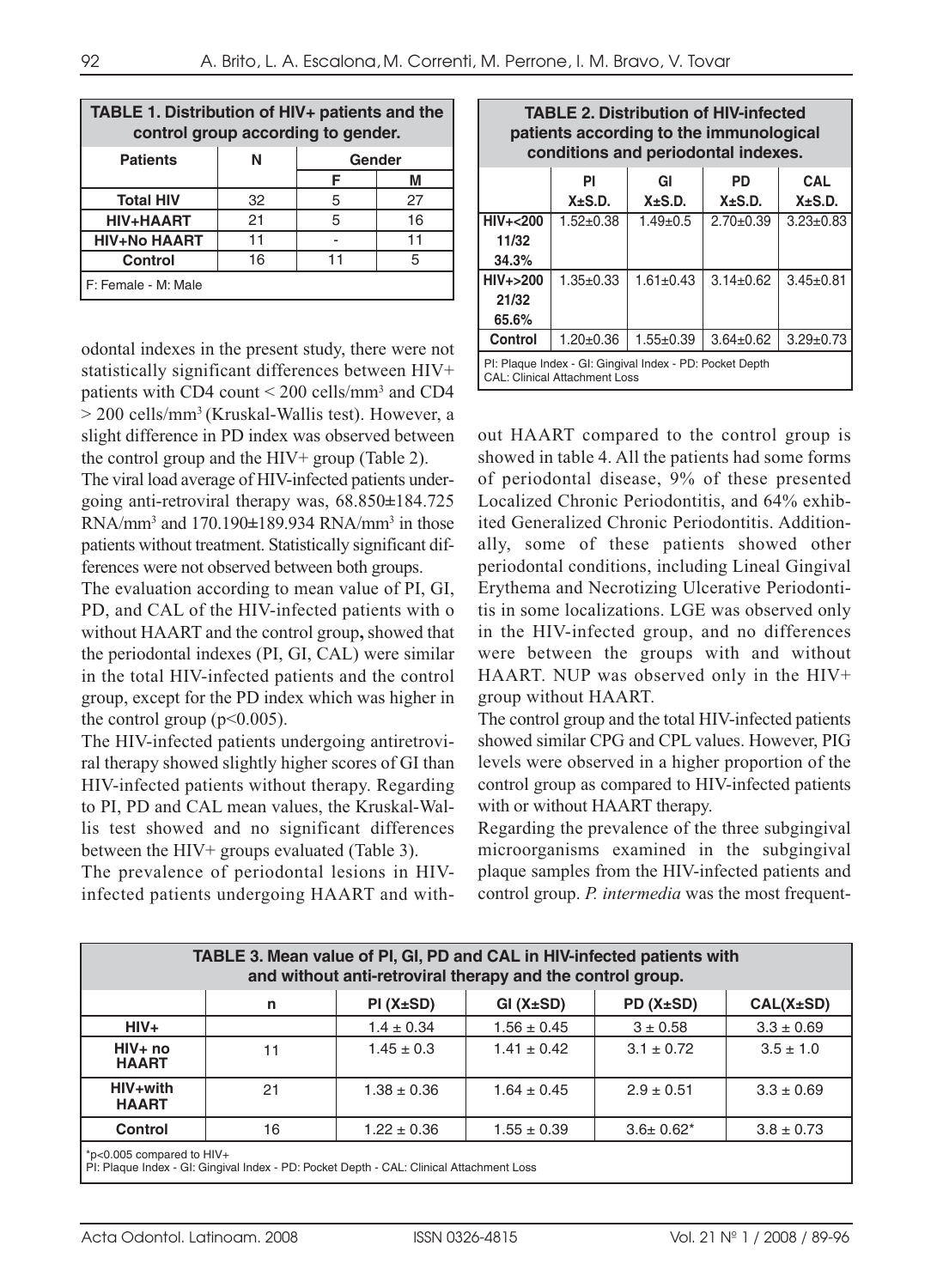**TABLE 1. Distribution of HIV+ patients and the control group according to gender.**

| Patients | N | Gender | |
|---|---|---|---|
| | | F | M |
| Total HIV | 32 | 5 | 27 |
| HIV+HAART | 21 | 5 | 16 |
| HIV+No HAART | 11 | - | 11 |
| Control | 16 | 11 | 5 |

F: Female - M: Male

**TABLE 2. Distribution of HIV-infected patients according to the immunological conditions and periodontal indexes.**

| | PI X±S.D. | GI X±S.D. | PD X±S.D. | CAL X±S.D. |
|---|---|---|---|---|
| HIV+<200 11/32 34.3% | 1.52±0.38 | 1.49±0.5 | 2.70±0.39 | 3.23±0.83 |
| HIV+>200 21/32 65.6% | 1.35±0.33 | 1.61±0.43 | 3.14±0.62 | 3.45±0.81 |
| Control | 1.20±0.36 | 1.55±0.39 | 3.64±0.62 | 3.29±0.73 |

PI: Plaque Index - GI: Gingival Index - PD: Pocket Depth CAL: Clinical Attachment Loss

odontal indexes in the present study, there were not statistically significant differences between HIV+ patients with CD4 count < 200 cells/mm$^3$ and CD4 > 200 cells/mm$^3$ (Kruskal-Wallis test). However, a slight difference in PD index was observed between the control group and the HIV+ group (Table 2).

The viral load average of HIV-infected patients undergoing anti-retroviral therapy was, 68.850±184.725 RNA/mm$^3$ and 170.190±189.934 RNA/mm$^3$ in those patients without treatment. Statistically significant differences were not observed between both groups.

The evaluation according to mean value of PI, GI, PD, and CAL of the HIV-infected patients with o without HAART and the control group**,** showed that the periodontal indexes (PI, GI, CAL) were similar in the total HIV-infected patients and the control group, except for the PD index which was higher in the control group ($p<0.005$).

The HIV-infected patients undergoing antiretroviral therapy showed slightly higher scores of GI than HIV-infected patients without therapy. Regarding to PI, PD and CAL mean values, the Kruskal-Wallis test showed and no significant differences between the HIV+ groups evaluated (Table 3).

The prevalence of periodontal lesions in HIV-infected patients undergoing HAART and without HAART compared to the control group is showed in table 4. All the patients had some forms of periodontal disease, 9% of these presented Localized Chronic Periodontitis, and 64% exhibited Generalized Chronic Periodontitis. Additionally, some of these patients showed other periodontal conditions, including Lineal Gingival Erythema and Necrotizing Ulcerative Periodontitis in some localizations. LGE was observed only in the HIV-infected group, and no differences were between the groups with and without HAART. NUP was observed only in the HIV+ group without HAART.

The control group and the total HIV-infected patients showed similar CPG and CPL values. However, PIG levels were observed in a higher proportion of the control group as compared to HIV-infected patients with or without HAART therapy.

Regarding the prevalence of the three subgingival microorganisms examined in the subgingival plaque samples from the HIV-infected patients and control group. *P. intermedia* was the most frequent-

**TABLE 3. Mean value of PI, GI, PD and CAL in HIV-infected patients with and without anti-retroviral therapy and the control group.**

| | n | PI (X±SD) | GI (X±SD) | PD (X±SD) | CAL(X±SD) |
|---|---|---|---|---|---|
| HIV+ | | 1.4 ± 0.34 | 1.56 ± 0.45 | 3 ± 0.58 | 3.3 ± 0.69 |
| HIV+ no HAART | 11 | 1.45 ± 0.3 | 1.41 ± 0.42 | 3.1 ± 0.72 | 3.5 ± 1.0 |
| HIV+with HAART | 21 | 1.38 ± 0.36 | 1.64 ± 0.45 | 2.9 ± 0.51 | 3.3 ± 0.69 |
| Control | 16 | 1.22 ± 0.36 | 1.55 ± 0.39 | 3.6± 0.62* | 3.8 ± 0.73 |

*p<0.005 compared to HIV+
PI: Plaque Index - GI: Gingival Index - PD: Pocket Depth - CAL: Clinical Attachment Loss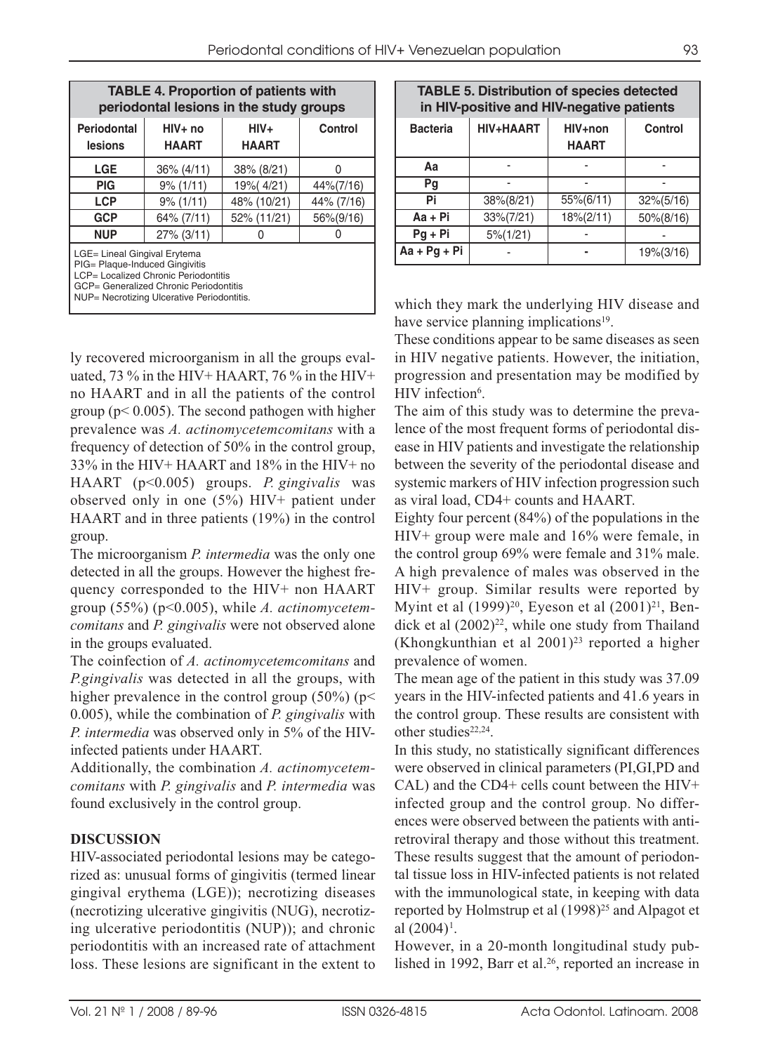**TABLE 4. Proportion of patients with periodontal lesions in the study groups**

| Periodontal lesions | HIV+ no HAART | HIV+ HAART | Control |
|---|---|---|---|
| LGE | 36% (4/11) | 38% (8/21) | 0 |
| PIG | 9% (1/11) | 19%( 4/21) | 44%(7/16) |
| LCP | 9% (1/11) | 48% (10/21) | 44% (7/16) |
| GCP | 64% (7/11) | 52% (11/21) | 56%(9/16) |
| NUP | 27% (3/11) | 0 | 0 |

LGE= Lineal Gingival Erytema
PIG= Plaque-Induced Gingivitis
LCP= Localized Chronic Periodontitis
GCP= Generalized Chronic Periodontitis
NUP= Necrotizing Ulcerative Periodontitis.

**TABLE 5. Distribution of species detected in HIV-positive and HIV-negative patients**

| Bacteria | HIV+HAART | HIV+non HAART | Control |
|---|---|---|---|
| Aa | - | - | - |
| Pg | - | - | - |
| Pi | 38%(8/21) | 55%(6/11) | 32%(5/16) |
| Aa + Pi | 33%(7/21) | 18%(2/11) | 50%(8/16) |
| Pg + Pi | 5%(1/21) | - | - |
| Aa + Pg + Pi | - | - | 19%(3/16) |

ly recovered microorganism in all the groups evaluated, 73 % in the HIV+ HAART, 76 % in the HIV+ no HAART and in all the patients of the control group ($p < 0.005$). The second pathogen with higher prevalence was *A. actinomycetemcomitans* with a frequency of detection of 50% in the control group, 33% in the HIV+ HAART and 18% in the HIV+ no HAART ($p<0.005$) groups. *P. gingivalis* was observed only in one (5%) HIV+ patient under HAART and in three patients (19%) in the control group.

The microorganism *P. intermedia* was the only one detected in all the groups. However the highest frequency corresponded to the HIV+ non HAART group (55%) ($p<0.005$), while *A. actinomycetemcomitans* and *P. gingivalis* were not observed alone in the groups evaluated.

The coinfection of *A. actinomycetemcomitans* and *P.gingivalis* was detected in all the groups, with higher prevalence in the control group (50%) ($p< 0.005$), while the combination of *P. gingivalis* with *P. intermedia* was observed only in 5% of the HIV-infected patients under HAART.

Additionally, the combination *A. actinomycetemcomitans* with *P. gingivalis* and *P. intermedia* was found exclusively in the control group.

## DISCUSSION

HIV-associated periodontal lesions may be categorized as: unusual forms of gingivitis (termed linear gingival erythema (LGE)); necrotizing diseases (necrotizing ulcerative gingivitis (NUG), necrotizing ulcerative periodontitis (NUP)); and chronic periodontitis with an increased rate of attachment loss. These lesions are significant in the extent to which they mark the underlying HIV disease and have service planning implications[19].

These conditions appear to be same diseases as seen in HIV negative patients. However, the initiation, progression and presentation may be modified by HIV infection[6].

The aim of this study was to determine the prevalence of the most frequent forms of periodontal disease in HIV patients and investigate the relationship between the severity of the periodontal disease and systemic markers of HIV infection progression such as viral load, CD4+ counts and HAART.

Eighty four percent (84%) of the populations in the HIV+ group were male and 16% were female, in the control group 69% were female and 31% male. A high prevalence of males was observed in the HIV+ group. Similar results were reported by Myint et al (1999)[20], Eyeson et al (2001)[21], Bendick et al (2002)[22], while one study from Thailand (Khongkunthian et al 2001)[23] reported a higher prevalence of women.

The mean age of the patient in this study was 37.09 years in the HIV-infected patients and 41.6 years in the control group. These results are consistent with other studies[22,24].

In this study, no statistically significant differences were observed in clinical parameters (PI,GI,PD and CAL) and the CD4+ cells count between the HIV+ infected group and the control group. No differences were observed between the patients with antiretroviral therapy and those without this treatment. These results suggest that the amount of periodontal tissue loss in HIV-infected patients is not related with the immunological state, in keeping with data reported by Holmstrup et al (1998)[25] and Alpagot et al (2004)[1].

However, in a 20-month longitudinal study published in 1992, Barr et al.[26], reported an increase in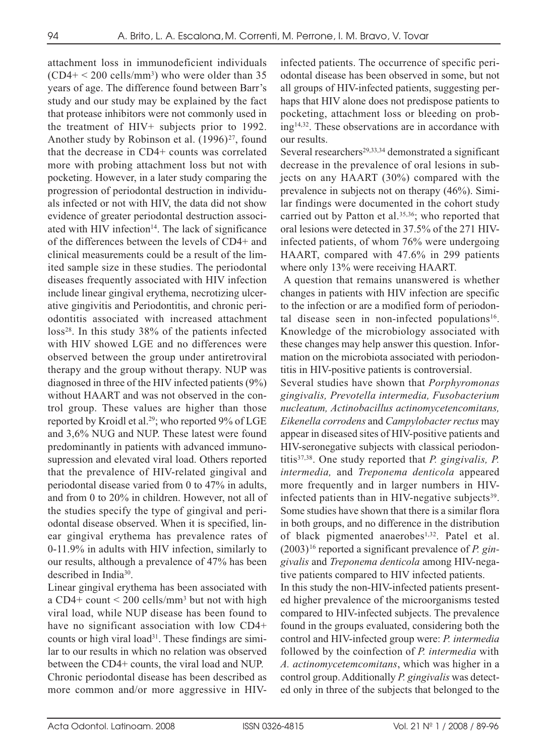attachment loss in immunodeficient individuals ($CD4+ < 200$ cells/$mm^3$) who were older than 35 years of age. The difference found between Barr's study and our study may be explained by the fact that protease inhibitors were not commonly used in the treatment of HIV+ subjects prior to 1992. Another study by Robinson et al. (1996)[27], found that the decrease in CD4+ counts was correlated more with probing attachment loss but not with pocketing. However, in a later study comparing the progression of periodontal destruction in individuals infected or not with HIV, the data did not show evidence of greater periodontal destruction associated with HIV infection[14]. The lack of significance of the differences between the levels of CD4+ and clinical measurements could be a result of the limited sample size in these studies. The periodontal diseases frequently associated with HIV infection include linear gingival erythema, necrotizing ulcerative gingivitis and Periodontitis, and chronic periodontitis associated with increased attachment loss[28]. In this study 38% of the patients infected with HIV showed LGE and no differences were observed between the group under antiretroviral therapy and the group without therapy. NUP was diagnosed in three of the HIV infected patients (9%) without HAART and was not observed in the control group. These values are higher than those reported by Kroidl et al.[29]; who reported 9% of LGE and 3,6% NUG and NUP. These latest were found predominantly in patients with advanced immunosupression and elevated viral load. Others reported that the prevalence of HIV-related gingival and periodontal disease varied from 0 to 47% in adults, and from 0 to 20% in children. However, not all of the studies specify the type of gingival and periodontal disease observed. When it is specified, linear gingival erythema has prevalence rates of 0-11.9% in adults with HIV infection, similarly to our results, although a prevalence of 47% has been described in India[30].

Linear gingival erythema has been associated with a CD4+ count $< 200$ cells/$mm^3$ but not with high viral load, while NUP disease has been found to have no significant association with low CD4+ counts or high viral load[31]. These findings are similar to our results in which no relation was observed between the CD4+ counts, the viral load and NUP.

Chronic periodontal disease has been described as more common and/or more aggressive in HIV-infected patients. The occurrence of specific periodontal disease has been observed in some, but not all groups of HIV-infected patients, suggesting perhaps that HIV alone does not predispose patients to pocketing, attachment loss or bleeding on probing[14,32]. These observations are in accordance with our results.

Several researchers[29,33,34] demonstrated a significant decrease in the prevalence of oral lesions in subjects on any HAART (30%) compared with the prevalence in subjects not on therapy (46%). Similar findings were documented in the cohort study carried out by Patton et al.[35,36]; who reported that oral lesions were detected in 37.5% of the 271 HIV-infected patients, of whom 76% were undergoing HAART, compared with 47.6% in 299 patients where only 13% were receiving HAART.

A question that remains unanswered is whether changes in patients with HIV infection are specific to the infection or are a modified form of periodontal disease seen in non-infected populations[16]. Knowledge of the microbiology associated with these changes may help answer this question. Information on the microbiota associated with periodontitis in HIV-positive patients is controversial.

Several studies have shown that *Porphyromonas gingivalis, Prevotella intermedia, Fusobacterium nucleatum, Actinobacillus actinomycetencomitans, Eikenella corrodens* and *Campylobacter rectus* may appear in diseased sites of HIV-positive patients and HIV-seronegative subjects with classical periodontitis[37,38]. One study reported that *P. gingivalis, P. intermedia,* and *Treponema denticola* appeared more frequently and in larger numbers in HIV-infected patients than in HIV-negative subjects[39]. Some studies have shown that there is a similar flora in both groups, and no difference in the distribution of black pigmented anaerobes[1,32]. Patel et al. (2003)[16] reported a significant prevalence of *P. gingivalis* and *Treponema denticola* among HIV-negative patients compared to HIV infected patients.

In this study the non-HIV-infected patients presented higher prevalence of the microorganisms tested compared to HIV-infected subjects. The prevalence found in the groups evaluated, considering both the control and HIV-infected group were: *P. intermedia* followed by the coinfection of *P. intermedia* with *A. actinomycetemcomitans*, which was higher in a control group. Additionally *P. gingivalis* was detected only in three of the subjects that belonged to the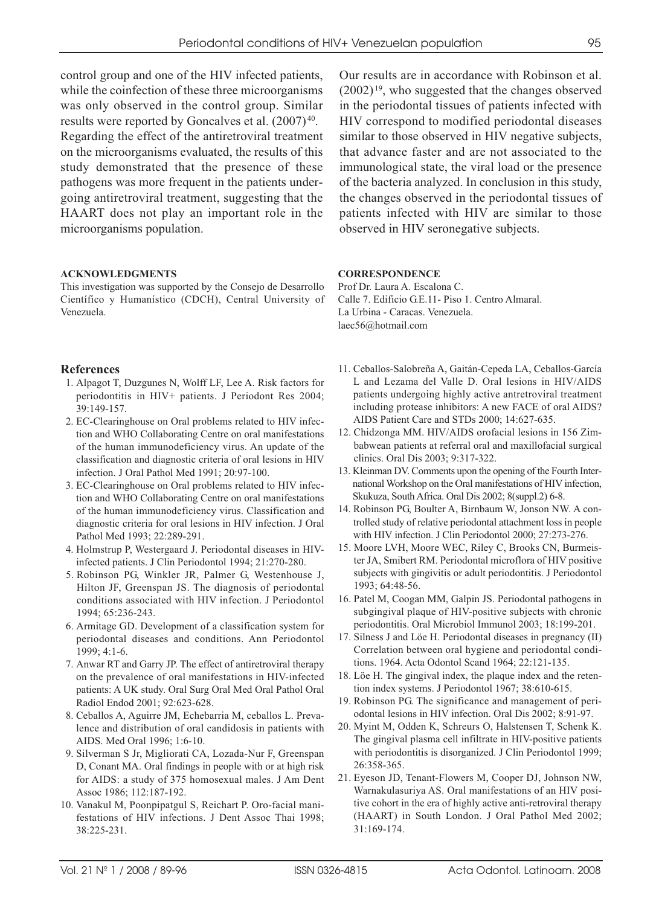control group and one of the HIV infected patients, while the coinfection of these three microorganisms was only observed in the control group. Similar results were reported by Goncalves et al. (2007)[40]. Regarding the effect of the antiretroviral treatment on the microorganisms evaluated, the results of this study demonstrated that the presence of these pathogens was more frequent in the patients undergoing antiretroviral treatment, suggesting that the HAART does not play an important role in the microorganisms population.

Our results are in accordance with Robinson et al. (2002)[19], who suggested that the changes observed in the periodontal tissues of patients infected with HIV correspond to modified periodontal diseases similar to those observed in HIV negative subjects, that advance faster and are not associated to the immunological state, the viral load or the presence of the bacteria analyzed. In conclusion in this study, the changes observed in the periodontal tissues of patients infected with HIV are similar to those observed in HIV seronegative subjects.

#### ACKNOWLEDGMENTS

This investigation was supported by the Consejo de Desarrollo Científico y Humanístico (CDCH), Central University of Venezuela.

#### CORRESPONDENCE

Prof Dr. Laura A. Escalona C.
Calle 7. Edificio G.E.11- Piso 1. Centro Almaral.
La Urbina - Caracas. Venezuela.
laec56@hotmail.com

## References

1. Alpagot T, Duzgunes N, Wolff LF, Lee A. Risk factors for periodontitis in HIV+ patients. J Periodont Res 2004; 39:149-157.
2. EC-Clearinghouse on Oral problems related to HIV infection and WHO Collaborating Centre on oral manifestations of the human immunodeficiency virus. An update of the classification and diagnostic criteria of oral lesions in HIV infection. J Oral Pathol Med 1991; 20:97-100.
3. EC-Clearinghouse on Oral problems related to HIV infection and WHO Collaborating Centre on oral manifestations of the human immunodeficiency virus. Classification and diagnostic criteria for oral lesions in HIV infection. J Oral Pathol Med 1993; 22:289-291.
4. Holmstrup P, Westergaard J. Periodontal diseases in HIV-infected patients. J Clin Periodontol 1994; 21:270-280.
5. Robinson PG, Winkler JR, Palmer G, Westenhouse J, Hilton JF, Greenspan JS. The diagnosis of periodontal conditions associated with HIV infection. J Periodontol 1994; 65:236-243.
6. Armitage GD. Development of a classification system for periodontal diseases and conditions. Ann Periodontol 1999; 4:1-6.
7. Anwar RT and Garry JP. The effect of antiretroviral therapy on the prevalence of oral manifestations in HIV-infected patients: A UK study. Oral Surg Oral Med Oral Pathol Oral Radiol Endod 2001; 92:623-628.
8. Ceballos A, Aguirre JM, Echebarria M, ceballos L. Prevalence and distribution of oral candidosis in patients with AIDS. Med Oral 1996; 1:6-10.
9. Silverman S Jr, Migliorati CA, Lozada-Nur F, Greenspan D, Conant MA. Oral findings in people with or at high risk for AIDS: a study of 375 homosexual males. J Am Dent Assoc 1986; 112:187-192.
10. Vanakul M, Poonpipatgul S, Reichart P. Oro-facial manifestations of HIV infections. J Dent Assoc Thai 1998; 38:225-231.
11. Ceballos-Salobreña A, Gaitán-Cepeda LA, Ceballos-García L and Lezama del Valle D. Oral lesions in HIV/AIDS patients undergoing highly active antiretroviral treatment including protease inhibitors: A new FACE of oral AIDS? AIDS Patient Care and STDs 2000; 14:627-635.
12. Chidzonga MM. HIV/AIDS orofacial lesions in 156 Zimbabwean patients at referral oral and maxillofacial surgical clinics. Oral Dis 2003; 9:317-322.
13. Kleinman DV. Comments upon the opening of the Fourth International Workshop on the Oral manifestations of HIV infection, Skukuza, South Africa. Oral Dis 2002; 8(suppl.2) 6-8.
14. Robinson PG, Boulter A, Birnbaum W, Jonson NW. A controlled study of relative periodontal attachment loss in people with HIV infection. J Clin Periodontol 2000; 27:273-276.
15. Moore LVH, Moore WEC, Riley C, Brooks CN, Burmeister JA, Smibert RM. Periodontal microflora of HIV positive subjects with gingivitis or adult periodontitis. J Periodontol 1993; 64:48-56.
16. Patel M, Coogan MM, Galpin JS. Periodontal pathogens in subgingival plaque of HIV-positive subjects with chronic periodontitis. Oral Microbiol Immunol 2003; 18:199-201.
17. Silness J and Löe H. Periodontal diseases in pregnancy (II) Correlation between oral hygiene and periodontal conditions. 1964. Acta Odontol Scand 1964; 22:121-135.
18. Löe H. The gingival index, the plaque index and the retention index systems. J Periodontol 1967; 38:610-615.
19. Robinson PG. The significance and management of periodontal lesions in HIV infection. Oral Dis 2002; 8:91-97.
20. Myint M, Odden K, Schreurs O, Halstensen T, Schenk K. The gingival plasma cell infiltrate in HIV-positive patients with periodontitis is disorganized. J Clin Periodontol 1999; 26:358-365.
21. Eyeson JD, Tenant-Flowers M, Cooper DJ, Johnson NW, Warnakulasuriya AS. Oral manifestations of an HIV positive cohort in the era of highly active anti-retroviral therapy (HAART) in South London. J Oral Pathol Med 2002; 31:169-174.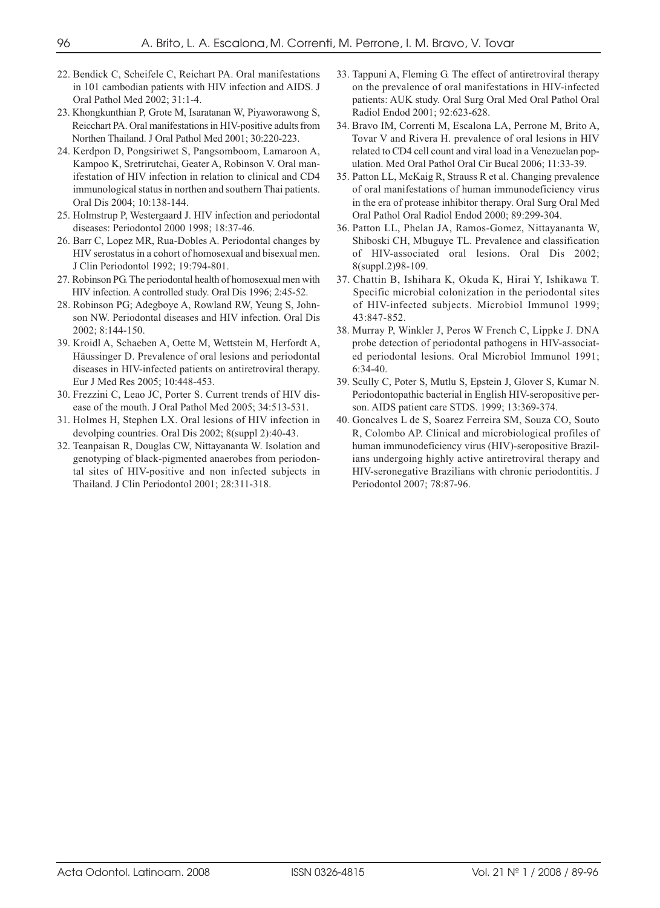22. Bendick C, Scheifele C, Reichart PA. Oral manifestations in 101 cambodian patients with HIV infection and AIDS. J Oral Pathol Med 2002; 31:1-4.
23. Khongkunthian P, Grote M, Isaratanan W, Piyaworawong S, Reicchart PA. Oral manifestations in HIV-positive adults from Northen Thailand. J Oral Pathol Med 2001; 30:220-223.
24. Kerdpon D, Pongsiriwet S, Pangsomboom, Lamaroon A, Kampoo K, Sretrirutchai, Geater A, Robinson V. Oral manifestation of HIV infection in relation to clinical and CD4 immunological status in northen and southern Thai patients. Oral Dis 2004; 10:138-144.
25. Holmstrup P, Westergaard J. HIV infection and periodontal diseases: Periodontol 2000 1998; 18:37-46.
26. Barr C, Lopez MR, Rua-Dobles A. Periodontal changes by HIV serostatus in a cohort of homosexual and bisexual men. J Clin Periodontol 1992; 19:794-801.
27. Robinson PG. The periodontal health of homosexual men with HIV infection. A controlled study. Oral Dis 1996; 2:45-52.
28. Robinson PG; Adegboye A, Rowland RW, Yeung S, Johnson NW. Periodontal diseases and HIV infection. Oral Dis 2002; 8:144-150.
39. Kroidl A, Schaeben A, Oette M, Wettstein M, Herfordt A, Häussinger D. Prevalence of oral lesions and periodontal diseases in HIV-infected patients on antiretroviral therapy. Eur J Med Res 2005; 10:448-453.
30. Frezzini C, Leao JC, Porter S. Current trends of HIV disease of the mouth. J Oral Pathol Med 2005; 34:513-531.
31. Holmes H, Stephen LX. Oral lesions of HIV infection in devolping countries. Oral Dis 2002; 8(suppl 2):40-43.
32. Teanpaisan R, Douglas CW, Nittayananta W. Isolation and genotyping of black-pigmented anaerobes from periodontal sites of HIV-positive and non infected subjects in Thailand. J Clin Periodontol 2001; 28:311-318.
33. Tappuni A, Fleming G. The effect of antiretroviral therapy on the prevalence of oral manifestations in HIV-infected patients: AUK study. Oral Surg Oral Med Oral Pathol Oral Radiol Endod 2001; 92:623-628.
34. Bravo IM, Correnti M, Escalona LA, Perrone M, Brito A, Tovar V and Rivera H. prevalence of oral lesions in HIV related to CD4 cell count and viral load in a Venezuelan population. Med Oral Pathol Oral Cir Bucal 2006; 11:33-39.
35. Patton LL, McKaig R, Strauss R et al. Changing prevalence of oral manifestations of human immunodeficiency virus in the era of protease inhibitor therapy. Oral Surg Oral Med Oral Pathol Oral Radiol Endod 2000; 89:299-304.
36. Patton LL, Phelan JA, Ramos-Gomez, Nittayananta W, Shiboski CH, Mbuguye TL. Prevalence and classification of HIV-associated oral lesions. Oral Dis 2002; 8(suppl.2)98-109.
37. Chattin B, Ishihara K, Okuda K, Hirai Y, Ishikawa T. Specific microbial colonization in the periodontal sites of HIV-infected subjects. Microbiol Immunol 1999; 43:847-852.
38. Murray P, Winkler J, Peros W French C, Lippke J. DNA probe detection of periodontal pathogens in HIV-associated periodontal lesions. Oral Microbiol Immunol 1991; 6:34-40.
39. Scully C, Poter S, Mutlu S, Epstein J, Glover S, Kumar N. Periodontopathic bacterial in English HIV-seropositive person. AIDS patient care STDS. 1999; 13:369-374.
40. Goncalves L de S, Soarez Ferreira SM, Souza CO, Souto R, Colombo AP. Clinical and microbiological profiles of human immunodeficiency virus (HIV)-seropositive Brazilians undergoing highly active antiretroviral therapy and HIV-seronegative Brazilians with chronic periodontitis. J Periodontol 2007; 78:87-96.